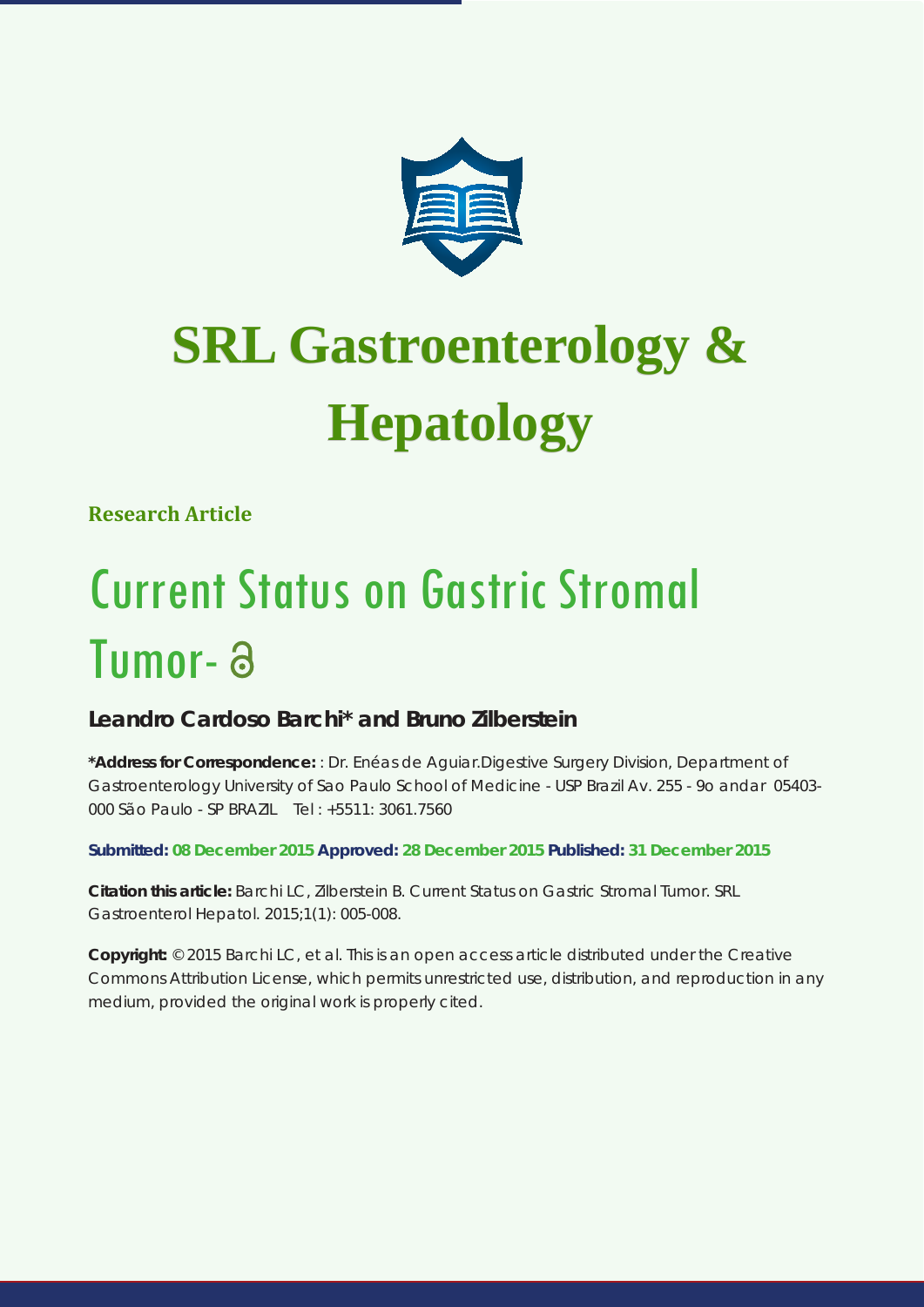# SRL Gastroenterology & Hepatology

**Research Article**

# Current Status on Gastric Stromal Tumor-

## Leandro Cardoso Barchi* and Bruno Zilberstein

**\*Address for Correspondence:** : Dr. Enéas de Aguiar.Digestive Surgery Division, Department of Gastroenterology University of Sao Paulo School of Medicine - USP Brazil Av. 255 - 9o andar 05403-000 São Paulo - SP BRAZIL Tel : +5511: 3061.7560

**Submitted: 08 December 2015 Approved: 28 December 2015 Published: 31 December 2015**

**Citation this article:** Barchi LC, Zilberstein B. Current Status on Gastric Stromal Tumor. SRL Gastroenterol Hepatol. 2015;1(1): 005-008.

**Copyright:** © 2015 Barchi LC, et al. This is an open access article distributed under the Creative Commons Attribution License, which permits unrestricted use, distribution, and reproduction in any medium, provided the original work is properly cited.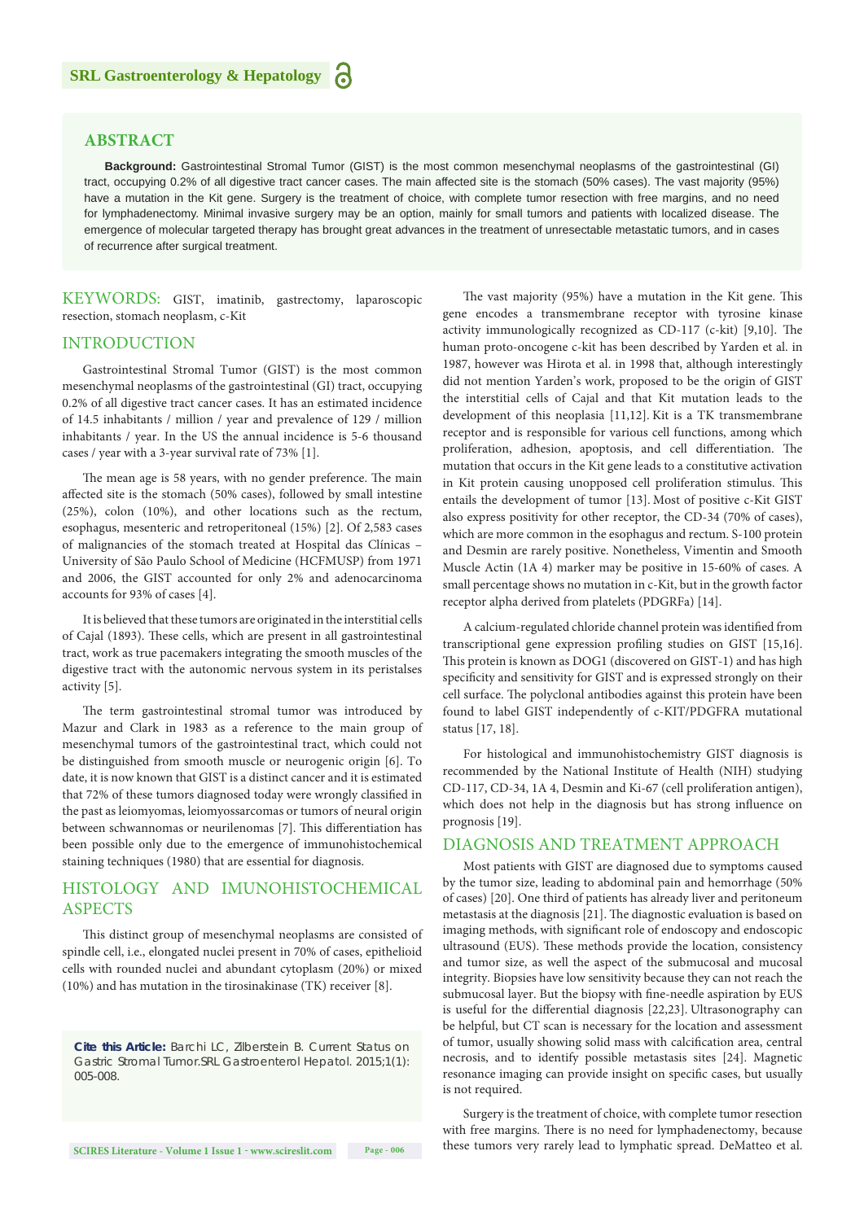## ABSTRACT

**Background:** Gastrointestinal Stromal Tumor (GIST) is the most common mesenchymal neoplasms of the gastrointestinal (GI) tract, occupying 0.2% of all digestive tract cancer cases. The main affected site is the stomach (50% cases). The vast majority (95%) have a mutation in the Kit gene. Surgery is the treatment of choice, with complete tumor resection with free margins, and no need for lymphadenectomy. Minimal invasive surgery may be an option, mainly for small tumors and patients with localized disease. The emergence of molecular targeted therapy has brought great advances in the treatment of unresectable metastatic tumors, and in cases of recurrence after surgical treatment.

**KEYWORDS:** GIST, imatinib, gastrectomy, laparoscopic resection, stomach neoplasm, c-Kit

## INTRODUCTION

Gastrointestinal Stromal Tumor (GIST) is the most common mesenchymal neoplasms of the gastrointestinal (GI) tract, occupying 0.2% of all digestive tract cancer cases. It has an estimated incidence of 14.5 inhabitants / million / year and prevalence of 129 / million inhabitants / year. In the US the annual incidence is 5-6 thousand cases / year with a 3-year survival rate of 73% [1].

The mean age is 58 years, with no gender preference. The main affected site is the stomach (50% cases), followed by small intestine (25%), colon (10%), and other locations such as the rectum, esophagus, mesenteric and retroperitoneal (15%) [2]. Of 2,583 cases of malignancies of the stomach treated at Hospital das Clínicas – University of São Paulo School of Medicine (HCFMUSP) from 1971 and 2006, the GIST accounted for only 2% and adenocarcinoma accounts for 93% of cases [4].

It is believed that these tumors are originated in the interstitial cells of Cajal (1893). These cells, which are present in all gastrointestinal tract, work as true pacemakers integrating the smooth muscles of the digestive tract with the autonomic nervous system in its peristalses activity [5].

The term gastrointestinal stromal tumor was introduced by Mazur and Clark in 1983 as a reference to the main group of mesenchymal tumors of the gastrointestinal tract, which could not be distinguished from smooth muscle or neurogenic origin [6]. To date, it is now known that GIST is a distinct cancer and it is estimated that 72% of these tumors diagnosed today were wrongly classified in the past as leiomyomas, leiomyossarcomas or tumors of neural origin between schwannomas or neurilenomas [7]. This differentiation has been possible only due to the emergence of immunohistochemical staining techniques (1980) that are essential for diagnosis.

## HISTOLOGY AND IMUNOHISTOCHEMICAL ASPECTS

This distinct group of mesenchymal neoplasms are consisted of spindle cell, i.e., elongated nuclei present in 70% of cases, epithelioid cells with rounded nuclei and abundant cytoplasm (20%) or mixed (10%) and has mutation in the tirosinakinase (TK) receiver [8].

**Cite this Article:** Barchi LC, Zilberstein B. Current Status on Gastric Stromal Tumor.SRL Gastroenterol Hepatol. 2015;1(1): 005-008.

The vast majority (95%) have a mutation in the Kit gene. This gene encodes a transmembrane receptor with tyrosine kinase activity immunologically recognized as CD-117 (c-kit) [9,10]. The human proto-oncogene c-kit has been described by Yarden et al. in 1987, however was Hirota et al. in 1998 that, although interestingly did not mention Yarden's work, proposed to be the origin of GIST the interstitial cells of Cajal and that Kit mutation leads to the development of this neoplasia [11,12]. Kit is a TK transmembrane receptor and is responsible for various cell functions, among which proliferation, adhesion, apoptosis, and cell differentiation. The mutation that occurs in the Kit gene leads to a constitutive activation in Kit protein causing unopposed cell proliferation stimulus. This entails the development of tumor [13]. Most of positive c-Kit GIST also express positivity for other receptor, the CD-34 (70% of cases), which are more common in the esophagus and rectum. S-100 protein and Desmin are rarely positive. Nonetheless, Vimentin and Smooth Muscle Actin (1A 4) marker may be positive in 15-60% of cases. A small percentage shows no mutation in c-Kit, but in the growth factor receptor alpha derived from platelets (PDGFRa) [14].

A calcium-regulated chloride channel protein was identified from transcriptional gene expression profiling studies on GIST [15,16]. This protein is known as DOG1 (discovered on GIST-1) and has high specificity and sensitivity for GIST and is expressed strongly on their cell surface. The polyclonal antibodies against this protein have been found to label GIST independently of c-KIT/PDGFRA mutational status [17, 18].

For histological and immunohistochemistry GIST diagnosis is recommended by the National Institute of Health (NIH) studying CD-117, CD-34, 1A 4, Desmin and Ki-67 (cell proliferation antigen), which does not help in the diagnosis but has strong influence on prognosis [19].

## DIAGNOSIS AND TREATMENT APPROACH

Most patients with GIST are diagnosed due to symptoms caused by the tumor size, leading to abdominal pain and hemorrhage (50% of cases) [20]. One third of patients has already liver and peritoneum metastasis at the diagnosis [21]. The diagnostic evaluation is based on imaging methods, with significant role of endoscopy and endoscopic ultrasound (EUS). These methods provide the location, consistency and tumor size, as well the aspect of the submucosal and mucosal integrity. Biopsies have low sensitivity because they can not reach the submucosal layer. But the biopsy with fine-needle aspiration by EUS is useful for the differential diagnosis [22,23]. Ultrasonography can be helpful, but CT scan is necessary for the location and assessment of tumor, usually showing solid mass with calcification area, central necrosis, and to identify possible metastasis sites [24]. Magnetic resonance imaging can provide insight on specific cases, but usually is not required.

Surgery is the treatment of choice, with complete tumor resection with free margins. There is no need for lymphadenectomy, because these tumors very rarely lead to lymphatic spread. DeMatteo et al.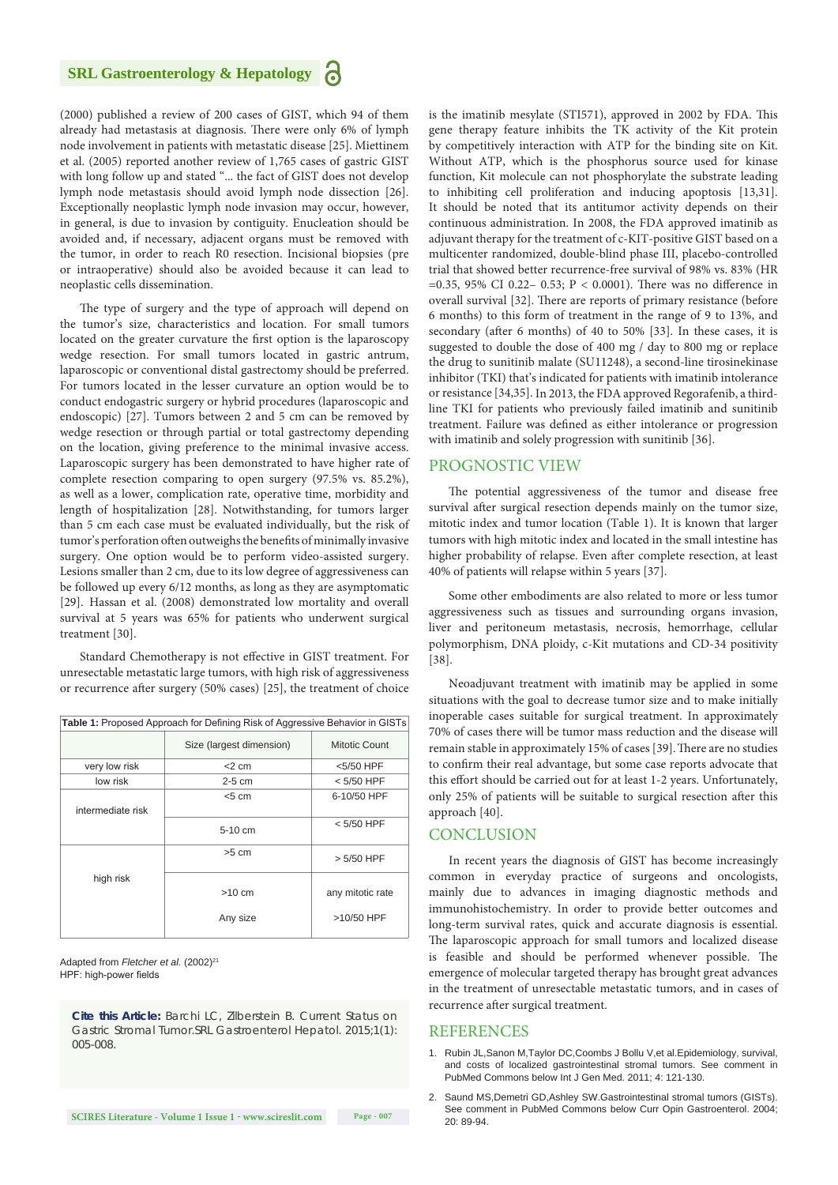(2000) published a review of 200 cases of GIST, which 94 of them already had metastasis at diagnosis. There were only 6% of lymph node involvement in patients with metastatic disease [25]. Miettinem et al. (2005) reported another review of 1,765 cases of gastric GIST with long follow up and stated "... the fact of GIST does not develop lymph node metastasis should avoid lymph node dissection [26]. Exceptionally neoplastic lymph node invasion may occur, however, in general, is due to invasion by contiguity. Enucleation should be avoided and, if necessary, adjacent organs must be removed with the tumor, in order to reach R0 resection. Incisional biopsies (pre or intraoperative) should also be avoided because it can lead to neoplastic cells dissemination.

The type of surgery and the type of approach will depend on the tumor's size, characteristics and location. For small tumors located on the greater curvature the first option is the laparoscopy wedge resection. For small tumors located in gastric antrum, laparoscopic or conventional distal gastrectomy should be preferred. For tumors located in the lesser curvature an option would be to conduct endogastric surgery or hybrid procedures (laparoscopic and endoscopic) [27]. Tumors between 2 and 5 cm can be removed by wedge resection or through partial or total gastrectomy depending on the location, giving preference to the minimal invasive access. Laparoscopic surgery has been demonstrated to have higher rate of complete resection comparing to open surgery (97.5% vs. 85.2%), as well as a lower, complication rate, operative time, morbidity and length of hospitalization [28]. Notwithstanding, for tumors larger than 5 cm each case must be evaluated individually, but the risk of tumor's perforation often outweighs the benefits of minimally invasive surgery. One option would be to perform video-assisted surgery. Lesions smaller than 2 cm, due to its low degree of aggressiveness can be followed up every 6/12 months, as long as they are asymptomatic [29]. Hassan et al. (2008) demonstrated low mortality and overall survival at 5 years was 65% for patients who underwent surgical treatment [30].

Standard Chemotherapy is not effective in GIST treatment. For unresectable metastatic large tumors, with high risk of aggressiveness or recurrence after surgery (50% cases) [25], the treatment of choice is the imatinib mesylate (STI571), approved in 2002 by FDA. This gene therapy feature inhibits the TK activity of the Kit protein by competitively interaction with ATP for the binding site on Kit. Without ATP, which is the phosphorus source used for kinase function, Kit molecule can not phosphorylate the substrate leading to inhibiting cell proliferation and inducing apoptosis [13,31]. It should be noted that its antitumor activity depends on their continuous administration. In 2008, the FDA approved imatinib as adjuvant therapy for the treatment of c-KIT-positive GIST based on a multicenter randomized, double-blind phase III, placebo-controlled trial that showed better recurrence-free survival of 98% vs. 83% (HR =0.35, 95% CI 0.22– 0.53; P < 0.0001). There was no difference in overall survival [32]. There are reports of primary resistance (before 6 months) to this form of treatment in the range of 9 to 13%, and secondary (after 6 months) of 40 to 50% [33]. In these cases, it is suggested to double the dose of 400 mg / day to 800 mg or replace the drug to sunitinib malate (SU11248), a second-line tirosinekinase inhibitor (TKI) that's indicated for patients with imatinib intolerance or resistance [34,35]. In 2013, the FDA approved Regorafenib, a third-line TKI for patients who previously failed imatinib and sunitinib treatment. Failure was defined as either intolerance or progression with imatinib and solely progression with sunitinib [36].

**Table 1:** Proposed Approach for Defining Risk of Aggressive Behavior in GISTs

| | Size (largest dimension) | Mitotic Count |
|---|---|---|
| very low risk | <2 cm | <5/50 HPF |
| low risk | 2-5 cm | < 5/50 HPF |
| intermediate risk | <5 cm | 6-10/50 HPF |
| | 5-10 cm | < 5/50 HPF |
| high risk | >5 cm | > 5/50 HPF |
| | >10 cm | any mitotic rate |
| | Any size | >10/50 HPF |

Adapted from *Fletcher et al.* (2002)[21]
HPF: high-power fields

## PROGNOSTIC VIEW

The potential aggressiveness of the tumor and disease free survival after surgical resection depends mainly on the tumor size, mitotic index and tumor location (Table 1). It is known that larger tumors with high mitotic index and located in the small intestine has higher probability of relapse. Even after complete resection, at least 40% of patients will relapse within 5 years [37].

Some other embodiments are also related to more or less tumor aggressiveness such as tissues and surrounding organs invasion, liver and peritoneum metastasis, necrosis, hemorrhage, cellular polymorphism, DNA ploidy, c-Kit mutations and CD-34 positivity [38].

Neoadjuvant treatment with imatinib may be applied in some situations with the goal to decrease tumor size and to make initially inoperable cases suitable for surgical treatment. In approximately 70% of cases there will be tumor mass reduction and the disease will remain stable in approximately 15% of cases [39]. There are no studies to confirm their real advantage, but some case reports advocate that this effort should be carried out for at least 1-2 years. Unfortunately, only 25% of patients will be suitable to surgical resection after this approach [40].

## CONCLUSION

In recent years the diagnosis of GIST has become increasingly common in everyday practice of surgeons and oncologists, mainly due to advances in imaging diagnostic methods and immunohistochemistry. In order to provide better outcomes and long-term survival rates, quick and accurate diagnosis is essential. The laparoscopic approach for small tumors and localized disease is feasible and should be performed whenever possible. The emergence of molecular targeted therapy has brought great advances in the treatment of unresectable metastatic tumors, and in cases of recurrence after surgical treatment.

**Cite this Article:** Barchi LC, Zilberstein B. Current Status on Gastric Stromal Tumor.SRL Gastroenterol Hepatol. 2015;1(1): 005-008.

## REFERENCES

1. Rubin JL,Sanon M,Taylor DC,Coombs J Bollu V,et al.Epidemiology, survival, and costs of localized gastrointestinal stromal tumors. See comment in PubMed Commons below Int J Gen Med. 2011; 4: 121-130.
2. Saund MS,Demetri GD,Ashley SW.Gastrointestinal stromal tumors (GISTs). See comment in PubMed Commons below Curr Opin Gastroenterol. 2004; 20: 89-94.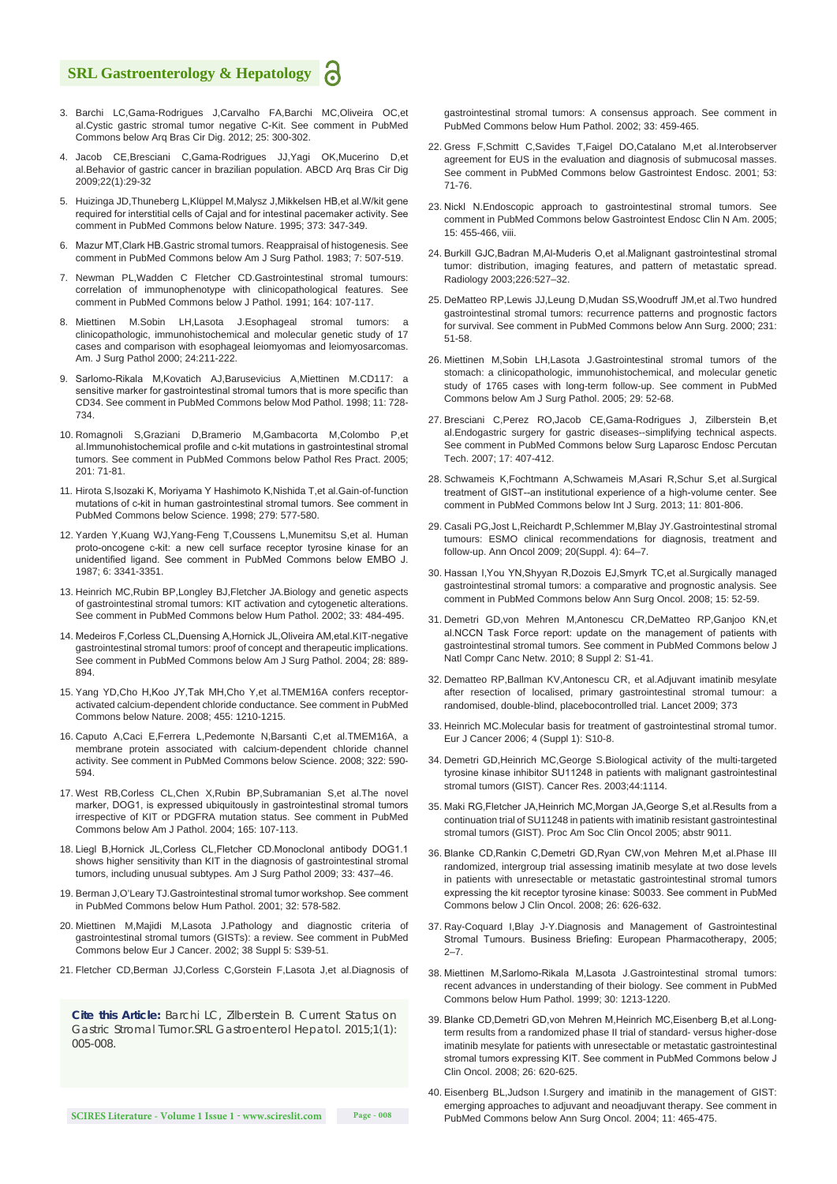3. Barchi LC,Gama-Rodrigues J,Carvalho FA,Barchi MC,Oliveira OC,et al.Cystic gastric stromal tumor negative C-Kit. See comment in PubMed Commons below Arq Bras Cir Dig. 2012; 25: 300-302.

4. Jacob CE,Bresciani C,Gama-Rodrigues JJ,Yagi OK,Mucerino D,et al.Behavior of gastric cancer in brazilian population. ABCD Arq Bras Cir Dig 2009;22(1):29-32

5. Huizinga JD,Thuneberg L,Klüppel M,Malysz J,Mikkelsen HB,et al.W/kit gene required for interstitial cells of Cajal and for intestinal pacemaker activity. See comment in PubMed Commons below Nature. 1995; 373: 347-349.

6. Mazur MT,Clark HB.Gastric stromal tumors. Reappraisal of histogenesis. See comment in PubMed Commons below Am J Surg Pathol. 1983; 7: 507-519.

7. Newman PL,Wadden C Fletcher CD.Gastrointestinal stromal tumours: correlation of immunophenotype with clinicopathological features. See comment in PubMed Commons below J Pathol. 1991; 164: 107-117.

8. Miettinen M.Sobin LH,Lasota J.Esophageal stromal tumors: a clinicopathologic, immunohistochemical and molecular genetic study of 17 cases and comparison with esophageal leiomyomas and leiomyosarcomas. Am. J Surg Pathol 2000; 24:211-222.

9. Sarlomo-Rikala M,Kovatich AJ,Barusevicius A,Miettinen M.CD117: a sensitive marker for gastrointestinal stromal tumors that is more specific than CD34. See comment in PubMed Commons below Mod Pathol. 1998; 11: 728-734.

10. Romagnoli S,Graziani D,Bramerio M,Gambacorta M,Colombo P,et al.Immunohistochemical profile and c-kit mutations in gastrointestinal stromal tumors. See comment in PubMed Commons below Pathol Res Pract. 2005; 201: 71-81.

11. Hirota S,Isozaki K, Moriyama Y Hashimoto K,Nishida T,et al.Gain-of-function mutations of c-kit in human gastrointestinal stromal tumors. See comment in PubMed Commons below Science. 1998; 279: 577-580.

12. Yarden Y,Kuang WJ,Yang-Feng T,Coussens L,Munemitsu S,et al. Human proto-oncogene c-kit: a new cell surface receptor tyrosine kinase for an unidentified ligand. See comment in PubMed Commons below EMBO J. 1987; 6: 3341-3351.

13. Heinrich MC,Rubin BP,Longley BJ,Fletcher JA.Biology and genetic aspects of gastrointestinal stromal tumors: KIT activation and cytogenetic alterations. See comment in PubMed Commons below Hum Pathol. 2002; 33: 484-495.

14. Medeiros F,Corless CL,Duensing A,Hornick JL,Oliveira AM,etal.KIT-negative gastrointestinal stromal tumors: proof of concept and therapeutic implications. See comment in PubMed Commons below Am J Surg Pathol. 2004; 28: 889-894.

15. Yang YD,Cho H,Koo JY,Tak MH,Cho Y,et al.TMEM16A confers receptor-activated calcium-dependent chloride conductance. See comment in PubMed Commons below Nature. 2008; 455: 1210-1215.

16. Caputo A,Caci E,Ferrera L,Pedemonte N,Barsanti C,et al.TMEM16A, a membrane protein associated with calcium-dependent chloride channel activity. See comment in PubMed Commons below Science. 2008; 322: 590-594.

17. West RB,Corless CL,Chen X,Rubin BP,Subramanian S,et al.The novel marker, DOG1, is expressed ubiquitously in gastrointestinal stromal tumors irrespective of KIT or PDGFRA mutation status. See comment in PubMed Commons below Am J Pathol. 2004; 165: 107-113.

18. Liegl B,Hornick JL,Corless CL,Fletcher CD.Monoclonal antibody DOG1.1 shows higher sensitivity than KIT in the diagnosis of gastrointestinal stromal tumors, including unusual subtypes. Am J Surg Pathol 2009; 33: 437–46.

19. Berman J,O'Leary TJ.Gastrointestinal stromal tumor workshop. See comment in PubMed Commons below Hum Pathol. 2001; 32: 578-582.

20. Miettinen M,Majidi M,Lasota J.Pathology and diagnostic criteria of gastrointestinal stromal tumors (GISTs): a review. See comment in PubMed Commons below Eur J Cancer. 2002; 38 Suppl 5: S39-51.

21. Fletcher CD,Berman JJ,Corless C,Gorstein F,Lasota J,et al.Diagnosis of gastrointestinal stromal tumors: A consensus approach. See comment in PubMed Commons below Hum Pathol. 2002; 33: 459-465.

22. Gress F,Schmitt C,Savides T,Faigel DO,Catalano M,et al.Interobserver agreement for EUS in the evaluation and diagnosis of submucosal masses. See comment in PubMed Commons below Gastrointest Endosc. 2001; 53: 71-76.

23. Nickl N.Endoscopic approach to gastrointestinal stromal tumors. See comment in PubMed Commons below Gastrointest Endosc Clin N Am. 2005; 15: 455-466, viii.

24. Burkill GJC,Badran M,Al-Muderis O,et al.Malignant gastrointestinal stromal tumor: distribution, imaging features, and pattern of metastatic spread. Radiology 2003;226:527–32.

25. DeMatteo RP,Lewis JJ,Leung D,Mudan SS,Woodruff JM,et al.Two hundred gastrointestinal stromal tumors: recurrence patterns and prognostic factors for survival. See comment in PubMed Commons below Ann Surg. 2000; 231: 51-58.

26. Miettinen M,Sobin LH,Lasota J.Gastrointestinal stromal tumors of the stomach: a clinicopathologic, immunohistochemical, and molecular genetic study of 1765 cases with long-term follow-up. See comment in PubMed Commons below Am J Surg Pathol. 2005; 29: 52-68.

27. Bresciani C,Perez RO,Jacob CE,Gama-Rodrigues J, Zilberstein B,et al.Endogastric surgery for gastric diseases--simplifying technical aspects. See comment in PubMed Commons below Surg Laparosc Endosc Percutan Tech. 2007; 17: 407-412.

28. Schwameis K,Fochtmann A,Schwameis M,Asari R,Schur S,et al.Surgical treatment of GIST--an institutional experience of a high-volume center. See comment in PubMed Commons below Int J Surg. 2013; 11: 801-806.

29. Casali PG,Jost L,Reichardt P,Schlemmer M,Blay JY.Gastrointestinal stromal tumours: ESMO clinical recommendations for diagnosis, treatment and follow-up. Ann Oncol 2009; 20(Suppl. 4): 64–7.

30. Hassan I,You YN,Shyyan R,Dozois EJ,Smyrk TC,et al.Surgically managed gastrointestinal stromal tumors: a comparative and prognostic analysis. See comment in PubMed Commons below Ann Surg Oncol. 2008; 15: 52-59.

31. Demetri GD,von Mehren M,Antonescu CR,DeMatteo RP,Ganjoo KN,et al.NCCN Task Force report: update on the management of patients with gastrointestinal stromal tumors. See comment in PubMed Commons below J Natl Compr Canc Netw. 2010; 8 Suppl 2: S1-41.

32. Dematteo RP,Ballman KV,Antonescu CR, et al.Adjuvant imatinib mesylate after resection of localised, primary gastrointestinal stromal tumour: a randomised, double-blind, placebocontrolled trial. Lancet 2009; 373

33. Heinrich MC.Molecular basis for treatment of gastrointestinal stromal tumor. Eur J Cancer 2006; 4 (Suppl 1): S10-8.

34. Demetri GD,Heinrich MC,George S.Biological activity of the multi-targeted tyrosine kinase inhibitor SU11248 in patients with malignant gastrointestinal stromal tumors (GIST). Cancer Res. 2003;44:1114.

35. Maki RG,Fletcher JA,Heinrich MC,Morgan JA,George S,et al.Results from a continuation trial of SU11248 in patients with imatinib resistant gastrointestinal stromal tumors (GIST). Proc Am Soc Clin Oncol 2005; abstr 9011.

36. Blanke CD,Rankin C,Demetri GD,Ryan CW,von Mehren M,et al.Phase III randomized, intergroup trial assessing imatinib mesylate at two dose levels in patients with unresectable or metastatic gastrointestinal stromal tumors expressing the kit receptor tyrosine kinase: S0033. See comment in PubMed Commons below J Clin Oncol. 2008; 26: 626-632.

37. Ray-Coquard I,Blay J-Y.Diagnosis and Management of Gastrointestinal Stromal Tumours. Business Briefing: European Pharmacotherapy, 2005; 2–7.

38. Miettinen M,Sarlomo-Rikala M,Lasota J.Gastrointestinal stromal tumors: recent advances in understanding of their biology. See comment in PubMed Commons below Hum Pathol. 1999; 30: 1213-1220.

39. Blanke CD,Demetri GD,von Mehren M,Heinrich MC,Eisenberg B,et al.Long-term results from a randomized phase II trial of standard- versus higher-dose imatinib mesylate for patients with unresectable or metastatic gastrointestinal stromal tumors expressing KIT. See comment in PubMed Commons below J Clin Oncol. 2008; 26: 620-625.

40. Eisenberg BL,Judson I.Surgery and imatinib in the management of GIST: emerging approaches to adjuvant and neoadjuvant therapy. See comment in PubMed Commons below Ann Surg Oncol. 2004; 11: 465-475.

**Cite this Article:** Barchi LC, Zilberstein B. Current Status on Gastric Stromal Tumor.SRL Gastroenterol Hepatol. 2015;1(1): 005-008.